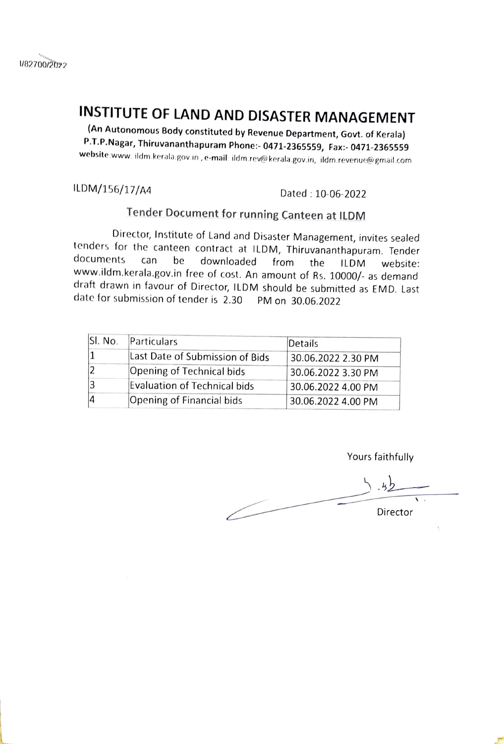I/82700/2022

# INSTITUTE OF LAND AND DISASTER MANAGEMENT

**(An Autonomous Body constituted by Revenue Department, Govt. of Kerala)**
**P.T.P.Nagar, Thiruvananthapuram Phone:- 0471-2365559, Fax:- 0471-2365559**
**website**:www. ildm.kerala.gov.in , **e-mail** ildm.rev@kerala.gov.in, ildm.revenue@gmail.com

ILDM/156/17/A4 Dated : 10-06-2022

## Tender Document for running Canteen at ILDM

Director, Institute of Land and Disaster Management, invites sealed tenders for the canteen contract at ILDM, Thiruvananthapuram. Tender documents can be downloaded from the ILDM website: www.ildm.kerala.gov.in free of cost. An amount of Rs. 10000/- as demand draft drawn in favour of Director, ILDM should be submitted as EMD. Last date for submission of tender is 2.30 PM on 30.06.2022

| Sl. No. | Particulars | Details |
|---|---|---|
| 1 | Last Date of Submission of Bids | 30.06.2022 2.30 PM |
| 2 | Opening of Technical bids | 30.06.2022 3.30 PM |
| 3 | Evaluation of Technical bids | 30.06.2022 4.00 PM |
| 4 | Opening of Financial bids | 30.06.2022 4.00 PM |

Yours faithfully

Director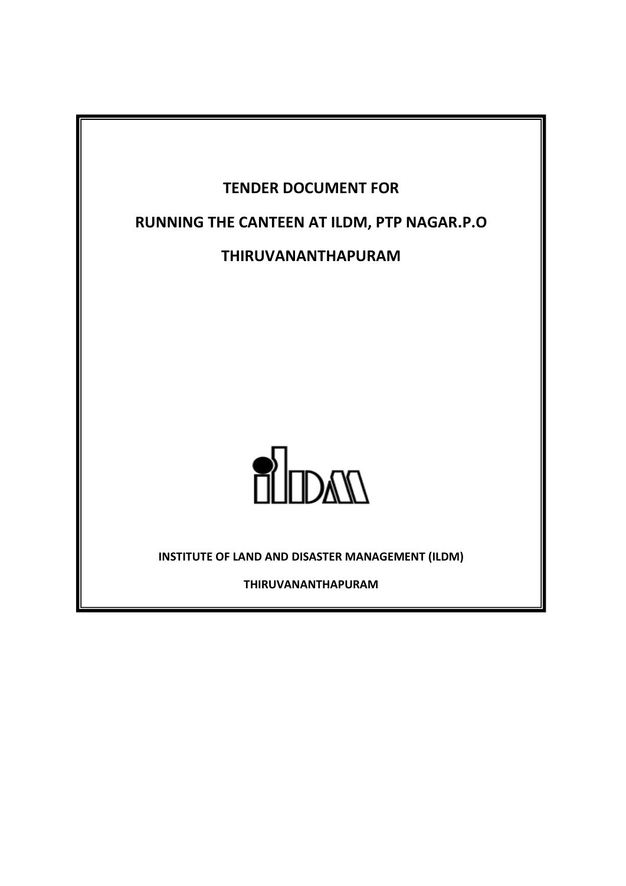# TENDER DOCUMENT FOR

# RUNNING THE CANTEEN AT ILDM, PTP NAGAR.P.O

# THIRUVANANTHAPURAM

**INSTITUTE OF LAND AND DISASTER MANAGEMENT (ILDM)**

**THIRUVANANTHAPURAM**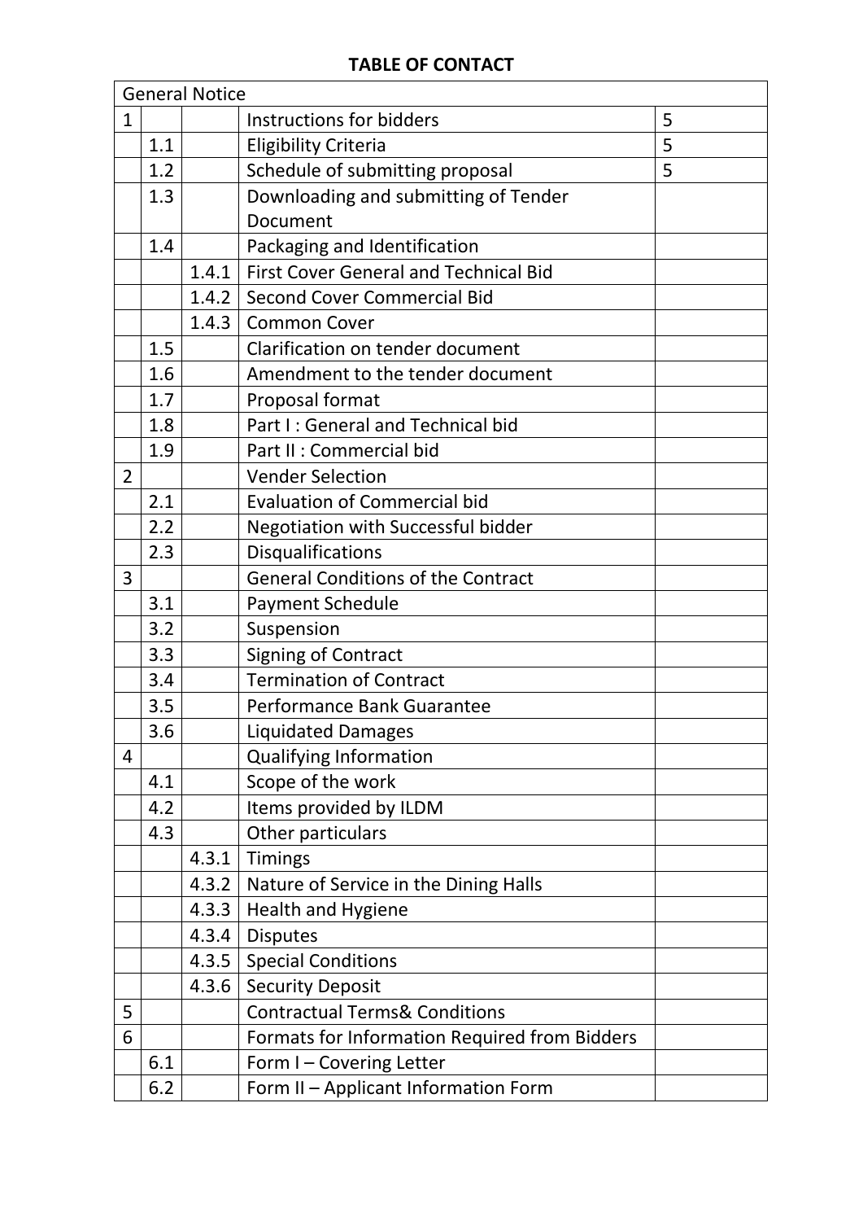**TABLE OF CONTACT**

| General Notice | | | | |
|---|---|---|---|---|
| 1 | | | Instructions for bidders | 5 |
| | 1.1 | | Eligibility Criteria | 5 |
| | 1.2 | | Schedule of submitting proposal | 5 |
| | 1.3 | | Downloading and submitting of Tender Document | |
| | 1.4 | | Packaging and Identification | |
| | | 1.4.1 | First Cover General and Technical Bid | |
| | | 1.4.2 | Second Cover Commercial Bid | |
| | | 1.4.3 | Common Cover | |
| | 1.5 | | Clarification on tender document | |
| | 1.6 | | Amendment to the tender document | |
| | 1.7 | | Proposal format | |
| | 1.8 | | Part I : General and Technical bid | |
| | 1.9 | | Part II : Commercial bid | |
| 2 | | | Vender Selection | |
| | 2.1 | | Evaluation of Commercial bid | |
| | 2.2 | | Negotiation with Successful bidder | |
| | 2.3 | | Disqualifications | |
| 3 | | | General Conditions of the Contract | |
| | 3.1 | | Payment Schedule | |
| | 3.2 | | Suspension | |
| | 3.3 | | Signing of Contract | |
| | 3.4 | | Termination of Contract | |
| | 3.5 | | Performance Bank Guarantee | |
| | 3.6 | | Liquidated Damages | |
| 4 | | | Qualifying Information | |
| | 4.1 | | Scope of the work | |
| | 4.2 | | Items provided by ILDM | |
| | 4.3 | | Other particulars | |
| | | 4.3.1 | Timings | |
| | | 4.3.2 | Nature of Service in the Dining Halls | |
| | | 4.3.3 | Health and Hygiene | |
| | | 4.3.4 | Disputes | |
| | | 4.3.5 | Special Conditions | |
| | | 4.3.6 | Security Deposit | |
| 5 | | | Contractual Terms& Conditions | |
| 6 | | | Formats for Information Required from Bidders | |
| | 6.1 | | Form I – Covering Letter | |
| | 6.2 | | Form II – Applicant Information Form | |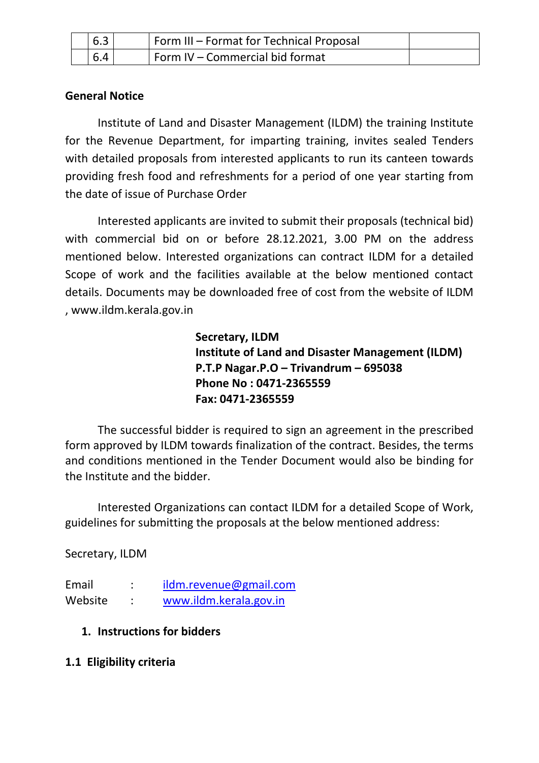|  | 6.3 |  | Form III – Format for Technical Proposal |  |
|---|---|---|---|---|
|  | 6.4 |  | Form IV – Commercial bid format |  |

**General Notice**

Institute of Land and Disaster Management (ILDM) the training Institute for the Revenue Department, for imparting training, invites sealed Tenders with detailed proposals from interested applicants to run its canteen towards providing fresh food and refreshments for a period of one year starting from the date of issue of Purchase Order

Interested applicants are invited to submit their proposals (technical bid) with commercial bid on or before 28.12.2021, 3.00 PM on the address mentioned below. Interested organizations can contract ILDM for a detailed Scope of work and the facilities available at the below mentioned contact details. Documents may be downloaded free of cost from the website of ILDM , www.ildm.kerala.gov.in

**Secretary, ILDM**
**Institute of Land and Disaster Management (ILDM)**
**P.T.P Nagar.P.O – Trivandrum – 695038**
**Phone No : 0471-2365559**
**Fax: 0471-2365559**

The successful bidder is required to sign an agreement in the prescribed form approved by ILDM towards finalization of the contract. Besides, the terms and conditions mentioned in the Tender Document would also be binding for the Institute and the bidder.

Interested Organizations can contact ILDM for a detailed Scope of Work, guidelines for submitting the proposals at the below mentioned address:

Secretary, ILDM

Email : ildm.revenue@gmail.com
Website : www.ildm.kerala.gov.in

## 1. Instructions for bidders

### 1.1 Eligibility criteria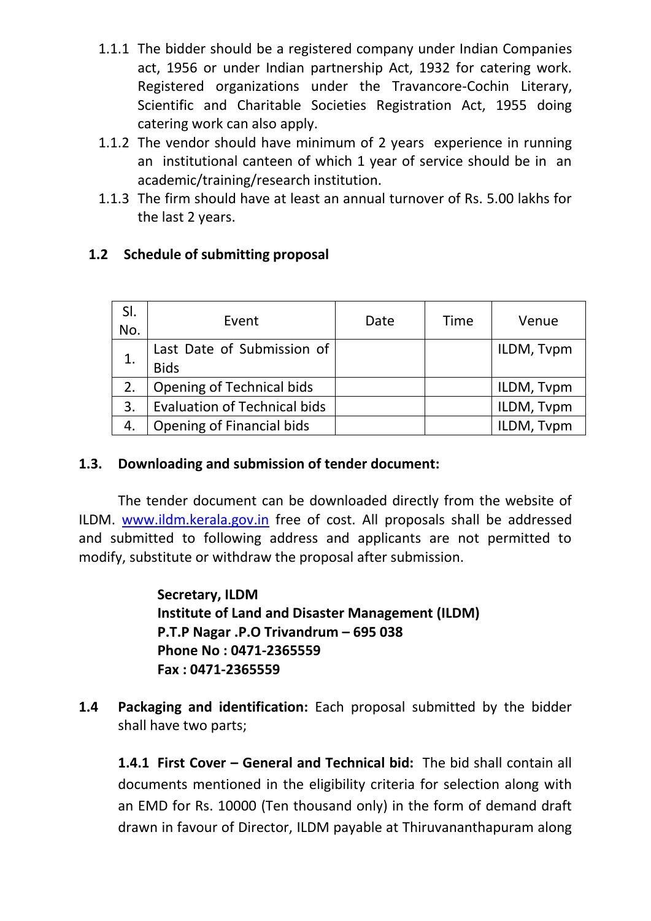1.1.1 The bidder should be a registered company under Indian Companies act, 1956 or under Indian partnership Act, 1932 for catering work. Registered organizations under the Travancore-Cochin Literary, Scientific and Charitable Societies Registration Act, 1955 doing catering work can also apply.

1.1.2 The vendor should have minimum of 2 years experience in running an institutional canteen of which 1 year of service should be in an academic/training/research institution.

1.1.3 The firm should have at least an annual turnover of Rs. 5.00 lakhs for the last 2 years.

## 1.2 Schedule of submitting proposal

| Sl. No. | Event | Date | Time | Venue |
|---|---|---|---|---|
| 1. | Last Date of Submission of Bids | | | ILDM, Tvpm |
| 2. | Opening of Technical bids | | | ILDM, Tvpm |
| 3. | Evaluation of Technical bids | | | ILDM, Tvpm |
| 4. | Opening of Financial bids | | | ILDM, Tvpm |

## 1.3. Downloading and submission of tender document:

The tender document can be downloaded directly from the website of ILDM. www.ildm.kerala.gov.in free of cost. All proposals shall be addressed and submitted to following address and applicants are not permitted to modify, substitute or withdraw the proposal after submission.

**Secretary, ILDM**
**Institute of Land and Disaster Management (ILDM)**
**P.T.P Nagar .P.O Trivandrum – 695 038**
**Phone No : 0471-2365559**
**Fax : 0471-2365559**

**1.4 Packaging and identification:** Each proposal submitted by the bidder shall have two parts;

**1.4.1 First Cover – General and Technical bid:** The bid shall contain all documents mentioned in the eligibility criteria for selection along with an EMD for Rs. 10000 (Ten thousand only) in the form of demand draft drawn in favour of Director, ILDM payable at Thiruvananthapuram along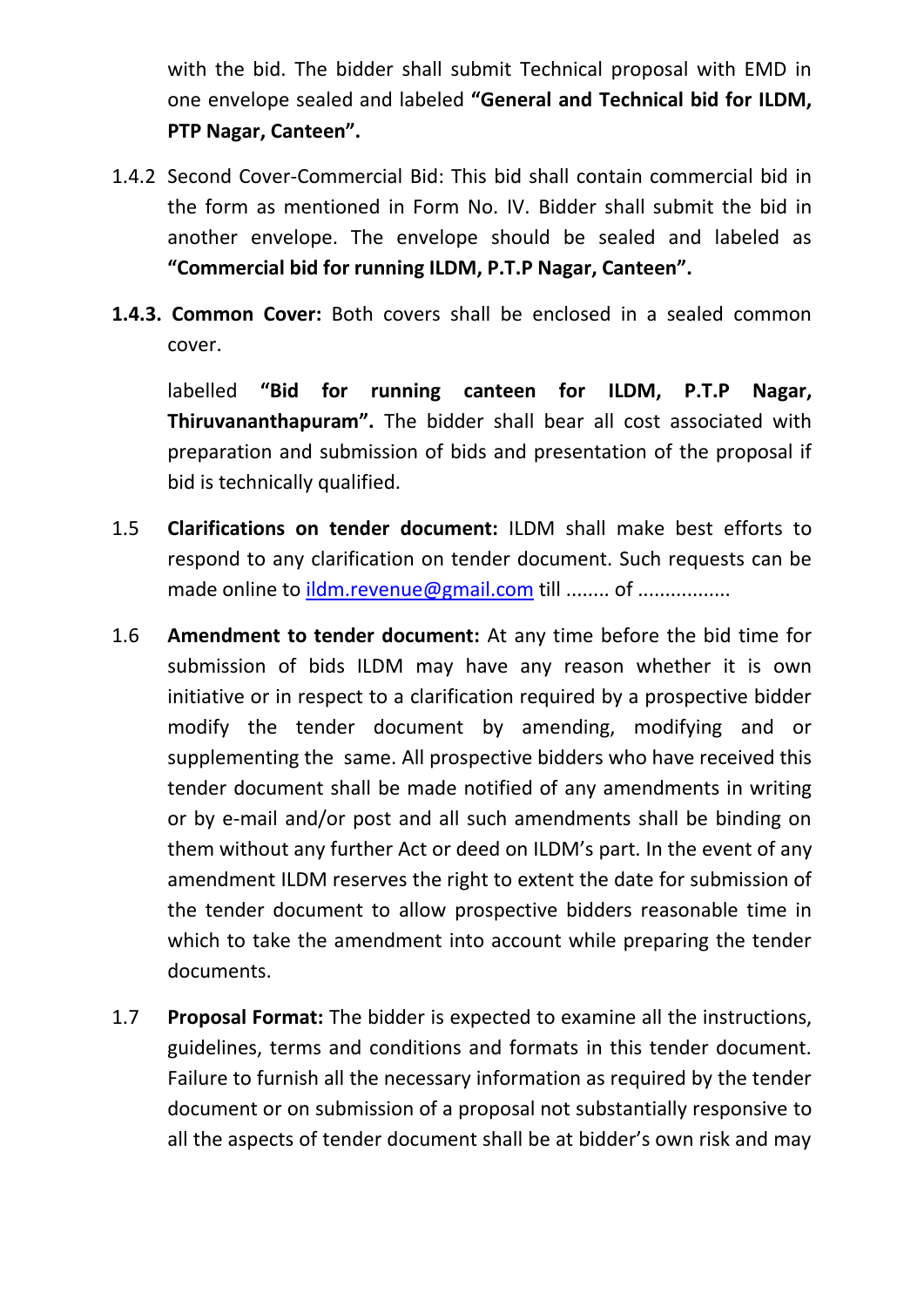with the bid. The bidder shall submit Technical proposal with EMD in one envelope sealed and labeled **"General and Technical bid for ILDM, PTP Nagar, Canteen".**

1.4.2 Second Cover-Commercial Bid: This bid shall contain commercial bid in the form as mentioned in Form No. IV. Bidder shall submit the bid in another envelope. The envelope should be sealed and labeled as **"Commercial bid for running ILDM, P.T.P Nagar, Canteen".**

**1.4.3. Common Cover:** Both covers shall be enclosed in a sealed common cover.

labelled **"Bid for running canteen for ILDM, P.T.P Nagar, Thiruvananthapuram".** The bidder shall bear all cost associated with preparation and submission of bids and presentation of the proposal if bid is technically qualified.

1.5 **Clarifications on tender document:** ILDM shall make best efforts to respond to any clarification on tender document. Such requests can be made online to ildm.revenue@gmail.com till ........ of .................

1.6 **Amendment to tender document:** At any time before the bid time for submission of bids ILDM may have any reason whether it is own initiative or in respect to a clarification required by a prospective bidder modify the tender document by amending, modifying and or supplementing the same. All prospective bidders who have received this tender document shall be made notified of any amendments in writing or by e-mail and/or post and all such amendments shall be binding on them without any further Act or deed on ILDM's part. In the event of any amendment ILDM reserves the right to extent the date for submission of the tender document to allow prospective bidders reasonable time in which to take the amendment into account while preparing the tender documents.

1.7 **Proposal Format:** The bidder is expected to examine all the instructions, guidelines, terms and conditions and formats in this tender document. Failure to furnish all the necessary information as required by the tender document or on submission of a proposal not substantially responsive to all the aspects of tender document shall be at bidder's own risk and may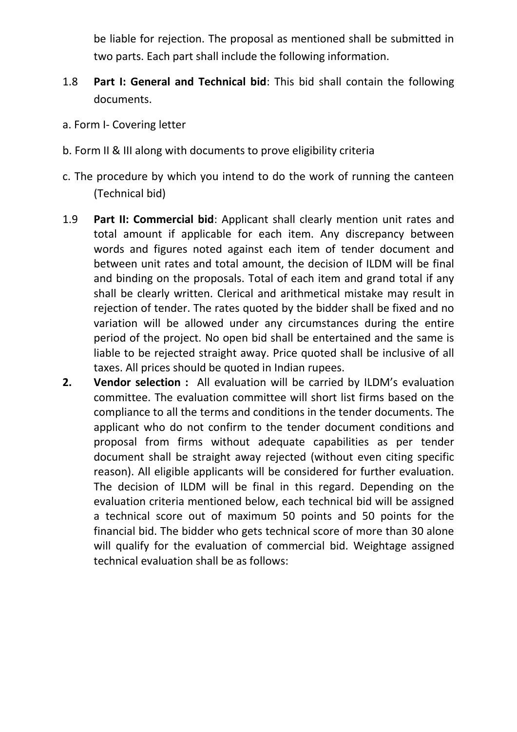be liable for rejection. The proposal as mentioned shall be submitted in two parts. Each part shall include the following information.

1.8 **Part I: General and Technical bid**: This bid shall contain the following documents.

a. Form I- Covering letter

b. Form II & III along with documents to prove eligibility criteria

c. The procedure by which you intend to do the work of running the canteen (Technical bid)

1.9 **Part II: Commercial bid**: Applicant shall clearly mention unit rates and total amount if applicable for each item. Any discrepancy between words and figures noted against each item of tender document and between unit rates and total amount, the decision of ILDM will be final and binding on the proposals. Total of each item and grand total if any shall be clearly written. Clerical and arithmetical mistake may result in rejection of tender. The rates quoted by the bidder shall be fixed and no variation will be allowed under any circumstances during the entire period of the project. No open bid shall be entertained and the same is liable to be rejected straight away. Price quoted shall be inclusive of all taxes. All prices should be quoted in Indian rupees.

**2. Vendor selection :** All evaluation will be carried by ILDM's evaluation committee. The evaluation committee will short list firms based on the compliance to all the terms and conditions in the tender documents. The applicant who do not confirm to the tender document conditions and proposal from firms without adequate capabilities as per tender document shall be straight away rejected (without even citing specific reason). All eligible applicants will be considered for further evaluation. The decision of ILDM will be final in this regard. Depending on the evaluation criteria mentioned below, each technical bid will be assigned a technical score out of maximum 50 points and 50 points for the financial bid. The bidder who gets technical score of more than 30 alone will qualify for the evaluation of commercial bid. Weightage assigned technical evaluation shall be as follows: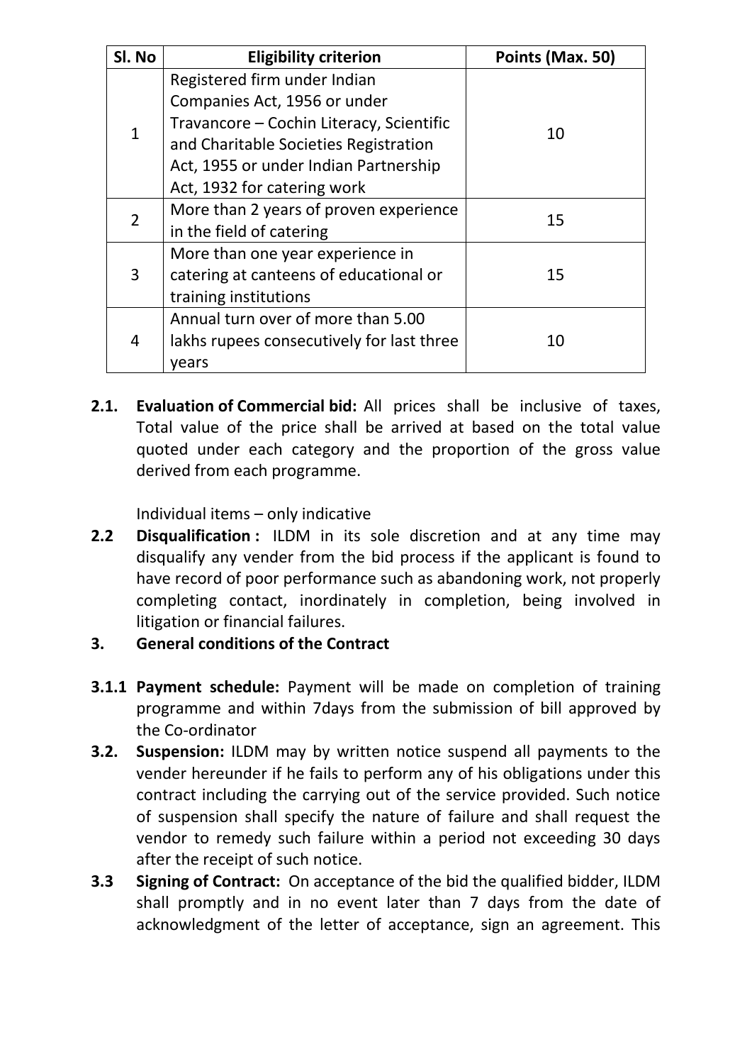| Sl. No | Eligibility criterion | Points (Max. 50) |
|---|---|---|
| 1 | Registered firm under Indian Companies Act, 1956 or under Travancore – Cochin Literacy, Scientific and Charitable Societies Registration Act, 1955 or under Indian Partnership Act, 1932 for catering work | 10 |
| 2 | More than 2 years of proven experience in the field of catering | 15 |
| 3 | More than one year experience in catering at canteens of educational or training institutions | 15 |
| 4 | Annual turn over of more than 5.00 lakhs rupees consecutively for last three years | 10 |

**2.1.** **Evaluation of Commercial bid:** All prices shall be inclusive of taxes, Total value of the price shall be arrived at based on the total value quoted under each category and the proportion of the gross value derived from each programme.

Individual items – only indicative

**2.2** **Disqualification :** ILDM in its sole discretion and at any time may disqualify any vender from the bid process if the applicant is found to have record of poor performance such as abandoning work, not properly completing contact, inordinately in completion, being involved in litigation or financial failures.

**3.** **General conditions of the Contract**

**3.1.1** **Payment schedule:** Payment will be made on completion of training programme and within 7days from the submission of bill approved by the Co-ordinator

**3.2.** **Suspension:** ILDM may by written notice suspend all payments to the vender hereunder if he fails to perform any of his obligations under this contract including the carrying out of the service provided. Such notice of suspension shall specify the nature of failure and shall request the vendor to remedy such failure within a period not exceeding 30 days after the receipt of such notice.

**3.3** **Signing of Contract:** On acceptance of the bid the qualified bidder, ILDM shall promptly and in no event later than 7 days from the date of acknowledgment of the letter of acceptance, sign an agreement. This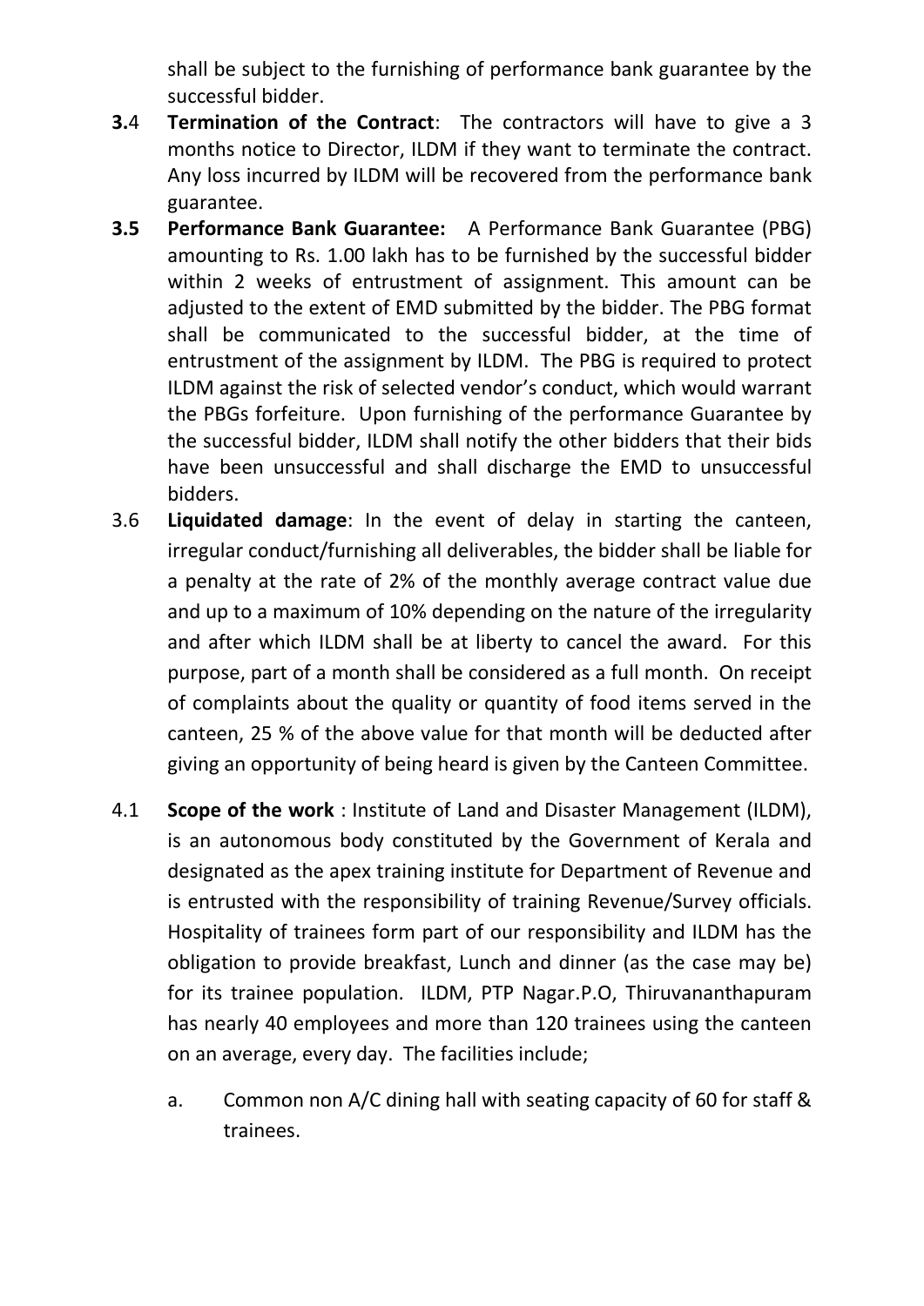shall be subject to the furnishing of performance bank guarantee by the successful bidder.

**3.**4 **Termination of the Contract**: The contractors will have to give a 3 months notice to Director, ILDM if they want to terminate the contract. Any loss incurred by ILDM will be recovered from the performance bank guarantee.

**3.5** **Performance Bank Guarantee:** A Performance Bank Guarantee (PBG) amounting to Rs. 1.00 lakh has to be furnished by the successful bidder within 2 weeks of entrustment of assignment. This amount can be adjusted to the extent of EMD submitted by the bidder. The PBG format shall be communicated to the successful bidder, at the time of entrustment of the assignment by ILDM. The PBG is required to protect ILDM against the risk of selected vendor's conduct, which would warrant the PBGs forfeiture. Upon furnishing of the performance Guarantee by the successful bidder, ILDM shall notify the other bidders that their bids have been unsuccessful and shall discharge the EMD to unsuccessful bidders.

3.6 **Liquidated damage**: In the event of delay in starting the canteen, irregular conduct/furnishing all deliverables, the bidder shall be liable for a penalty at the rate of 2% of the monthly average contract value due and up to a maximum of 10% depending on the nature of the irregularity and after which ILDM shall be at liberty to cancel the award. For this purpose, part of a month shall be considered as a full month. On receipt of complaints about the quality or quantity of food items served in the canteen, 25 % of the above value for that month will be deducted after giving an opportunity of being heard is given by the Canteen Committee.

4.1 **Scope of the work** : Institute of Land and Disaster Management (ILDM), is an autonomous body constituted by the Government of Kerala and designated as the apex training institute for Department of Revenue and is entrusted with the responsibility of training Revenue/Survey officials. Hospitality of trainees form part of our responsibility and ILDM has the obligation to provide breakfast, Lunch and dinner (as the case may be) for its trainee population. ILDM, PTP Nagar.P.O, Thiruvananthapuram has nearly 40 employees and more than 120 trainees using the canteen on an average, every day. The facilities include;

a. Common non A/C dining hall with seating capacity of 60 for staff & trainees.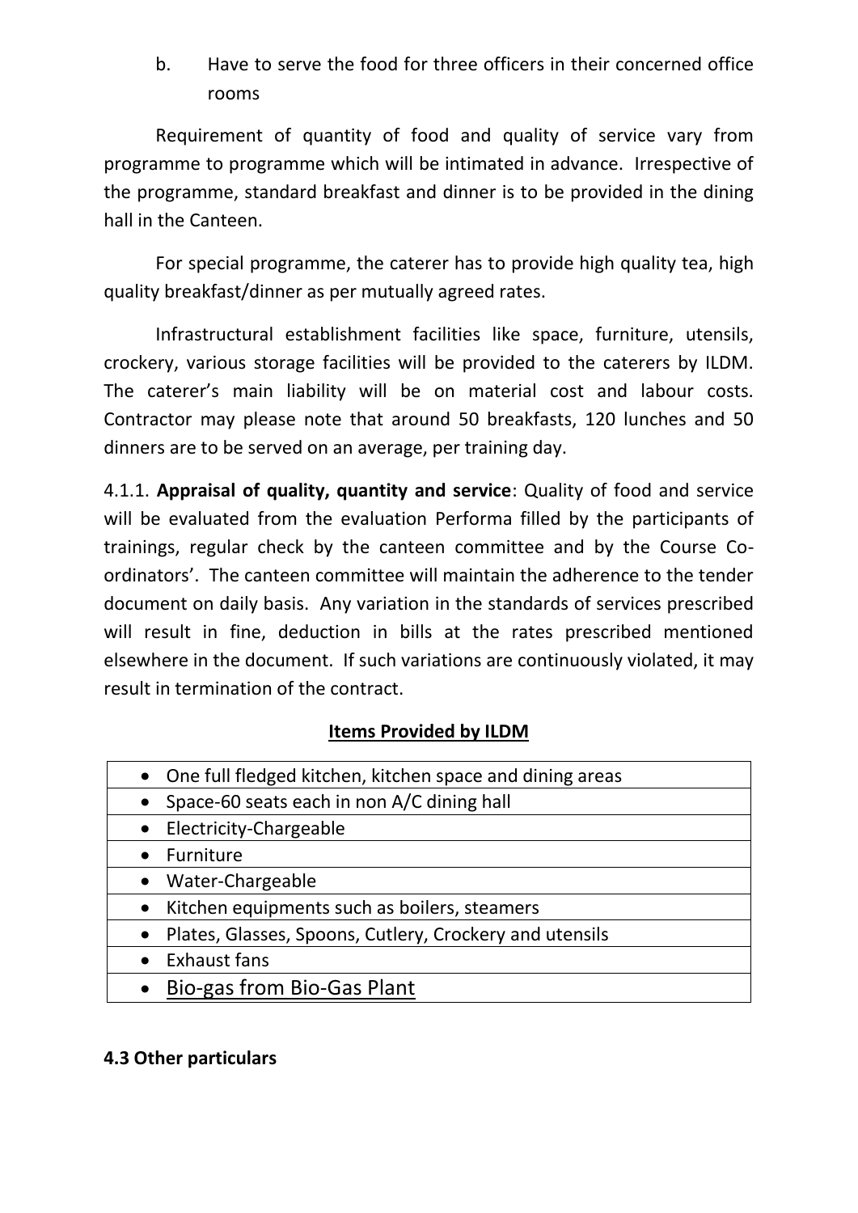b. Have to serve the food for three officers in their concerned office rooms

Requirement of quantity of food and quality of service vary from programme to programme which will be intimated in advance. Irrespective of the programme, standard breakfast and dinner is to be provided in the dining hall in the Canteen.

For special programme, the caterer has to provide high quality tea, high quality breakfast/dinner as per mutually agreed rates.

Infrastructural establishment facilities like space, furniture, utensils, crockery, various storage facilities will be provided to the caterers by ILDM. The caterer's main liability will be on material cost and labour costs. Contractor may please note that around 50 breakfasts, 120 lunches and 50 dinners are to be served on an average, per training day.

4.1.1. **Appraisal of quality, quantity and service**: Quality of food and service will be evaluated from the evaluation Performa filled by the participants of trainings, regular check by the canteen committee and by the Course Co-ordinators'. The canteen committee will maintain the adherence to the tender document on daily basis. Any variation in the standards of services prescribed will result in fine, deduction in bills at the rates prescribed mentioned elsewhere in the document. If such variations are continuously violated, it may result in termination of the contract.

**Items Provided by ILDM**

| Items |
|---|
| • One full fledged kitchen, kitchen space and dining areas |
| • Space-60 seats each in non A/C dining hall |
| • Electricity-Chargeable |
| • Furniture |
| • Water-Chargeable |
| • Kitchen equipments such as boilers, steamers |
| • Plates, Glasses, Spoons, Cutlery, Crockery and utensils |
| • Exhaust fans |
| • Bio-gas from Bio-Gas Plant |

**4.3 Other particulars**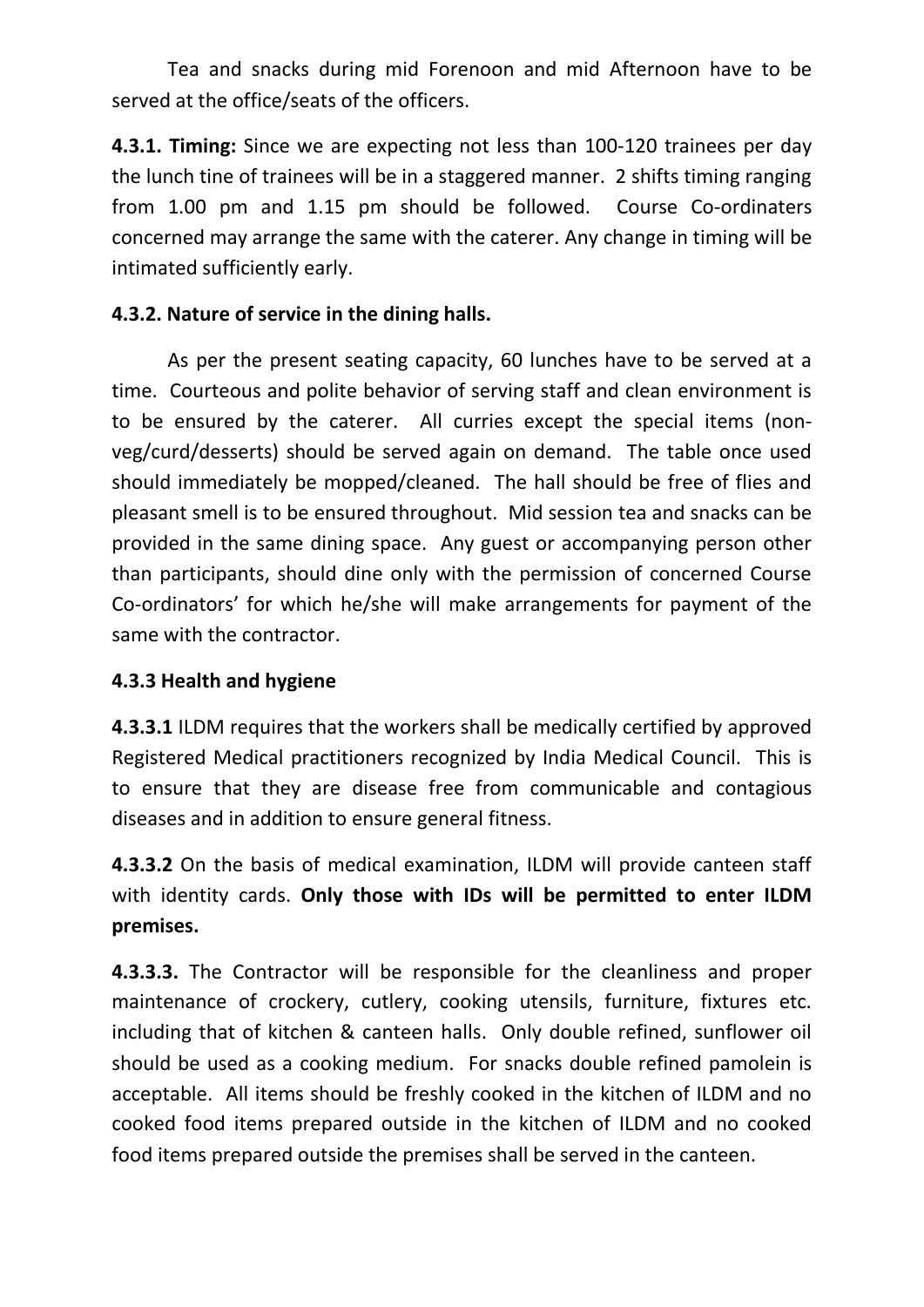Tea and snacks during mid Forenoon and mid Afternoon have to be served at the office/seats of the officers.

**4.3.1. Timing:** Since we are expecting not less than 100-120 trainees per day the lunch tine of trainees will be in a staggered manner. 2 shifts timing ranging from 1.00 pm and 1.15 pm should be followed. Course Co-ordinaters concerned may arrange the same with the caterer. Any change in timing will be intimated sufficiently early.

**4.3.2. Nature of service in the dining halls.**

As per the present seating capacity, 60 lunches have to be served at a time. Courteous and polite behavior of serving staff and clean environment is to be ensured by the caterer. All curries except the special items (non-veg/curd/desserts) should be served again on demand. The table once used should immediately be mopped/cleaned. The hall should be free of flies and pleasant smell is to be ensured throughout. Mid session tea and snacks can be provided in the same dining space. Any guest or accompanying person other than participants, should dine only with the permission of concerned Course Co-ordinators' for which he/she will make arrangements for payment of the same with the contractor.

**4.3.3 Health and hygiene**

**4.3.3.1** ILDM requires that the workers shall be medically certified by approved Registered Medical practitioners recognized by India Medical Council. This is to ensure that they are disease free from communicable and contagious diseases and in addition to ensure general fitness.

**4.3.3.2** On the basis of medical examination, ILDM will provide canteen staff with identity cards. **Only those with IDs will be permitted to enter ILDM premises.**

**4.3.3.3.** The Contractor will be responsible for the cleanliness and proper maintenance of crockery, cutlery, cooking utensils, furniture, fixtures etc. including that of kitchen & canteen halls. Only double refined, sunflower oil should be used as a cooking medium. For snacks double refined pamolein is acceptable. All items should be freshly cooked in the kitchen of ILDM and no cooked food items prepared outside in the kitchen of ILDM and no cooked food items prepared outside the premises shall be served in the canteen.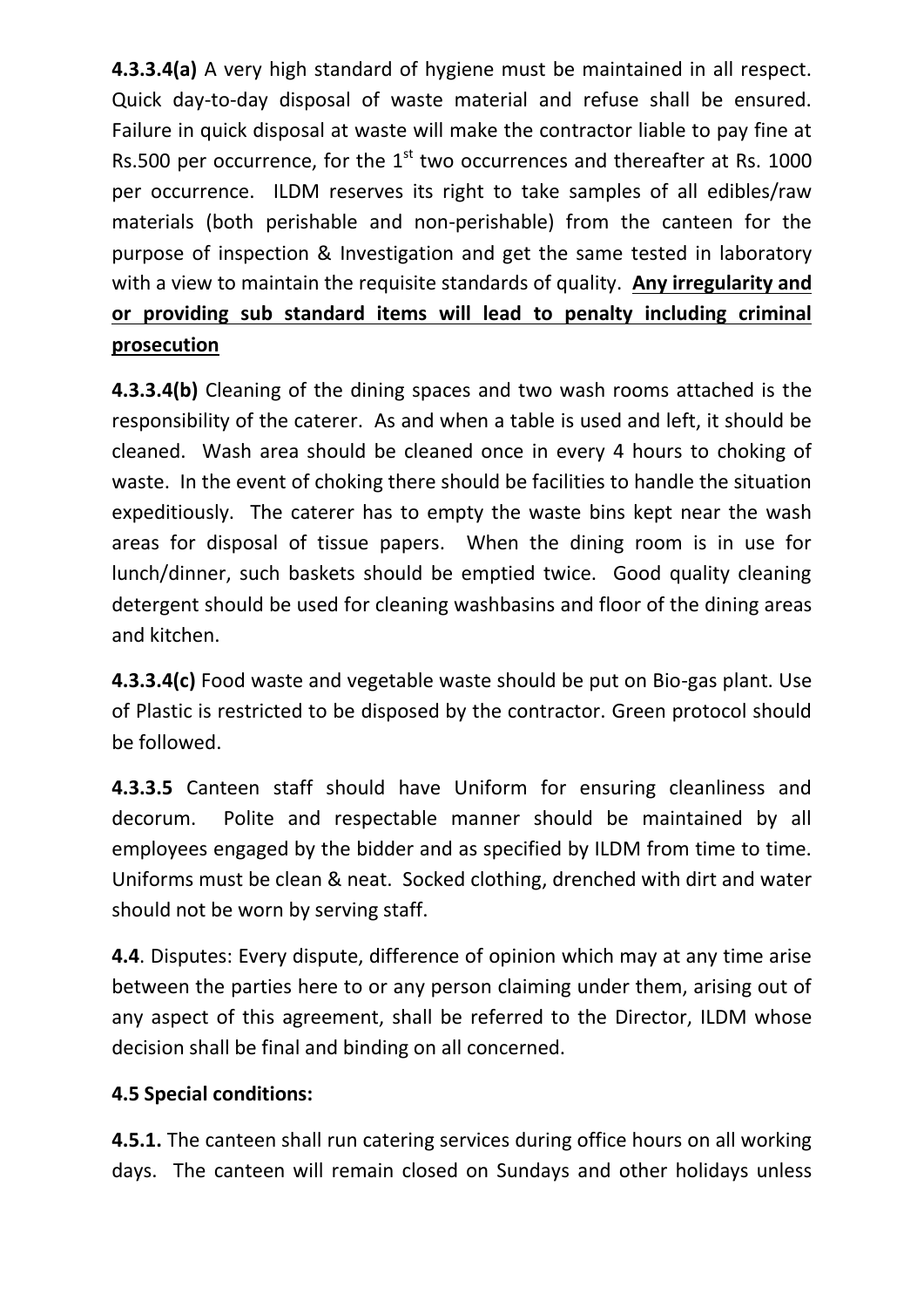**4.3.3.4(a)** A very high standard of hygiene must be maintained in all respect. Quick day-to-day disposal of waste material and refuse shall be ensured. Failure in quick disposal at waste will make the contractor liable to pay fine at Rs.500 per occurrence, for the 1st two occurrences and thereafter at Rs. 1000 per occurrence. ILDM reserves its right to take samples of all edibles/raw materials (both perishable and non-perishable) from the canteen for the purpose of inspection & Investigation and get the same tested in laboratory with a view to maintain the requisite standards of quality. **Any irregularity and or providing sub standard items will lead to penalty including criminal prosecution**

**4.3.3.4(b)** Cleaning of the dining spaces and two wash rooms attached is the responsibility of the caterer. As and when a table is used and left, it should be cleaned. Wash area should be cleaned once in every 4 hours to choking of waste. In the event of choking there should be facilities to handle the situation expeditiously. The caterer has to empty the waste bins kept near the wash areas for disposal of tissue papers. When the dining room is in use for lunch/dinner, such baskets should be emptied twice. Good quality cleaning detergent should be used for cleaning washbasins and floor of the dining areas and kitchen.

**4.3.3.4(c)** Food waste and vegetable waste should be put on Bio-gas plant. Use of Plastic is restricted to be disposed by the contractor. Green protocol should be followed.

**4.3.3.5** Canteen staff should have Uniform for ensuring cleanliness and decorum. Polite and respectable manner should be maintained by all employees engaged by the bidder and as specified by ILDM from time to time. Uniforms must be clean & neat. Socked clothing, drenched with dirt and water should not be worn by serving staff.

**4.4**. Disputes: Every dispute, difference of opinion which may at any time arise between the parties here to or any person claiming under them, arising out of any aspect of this agreement, shall be referred to the Director, ILDM whose decision shall be final and binding on all concerned.

**4.5 Special conditions:**

**4.5.1.** The canteen shall run catering services during office hours on all working days. The canteen will remain closed on Sundays and other holidays unless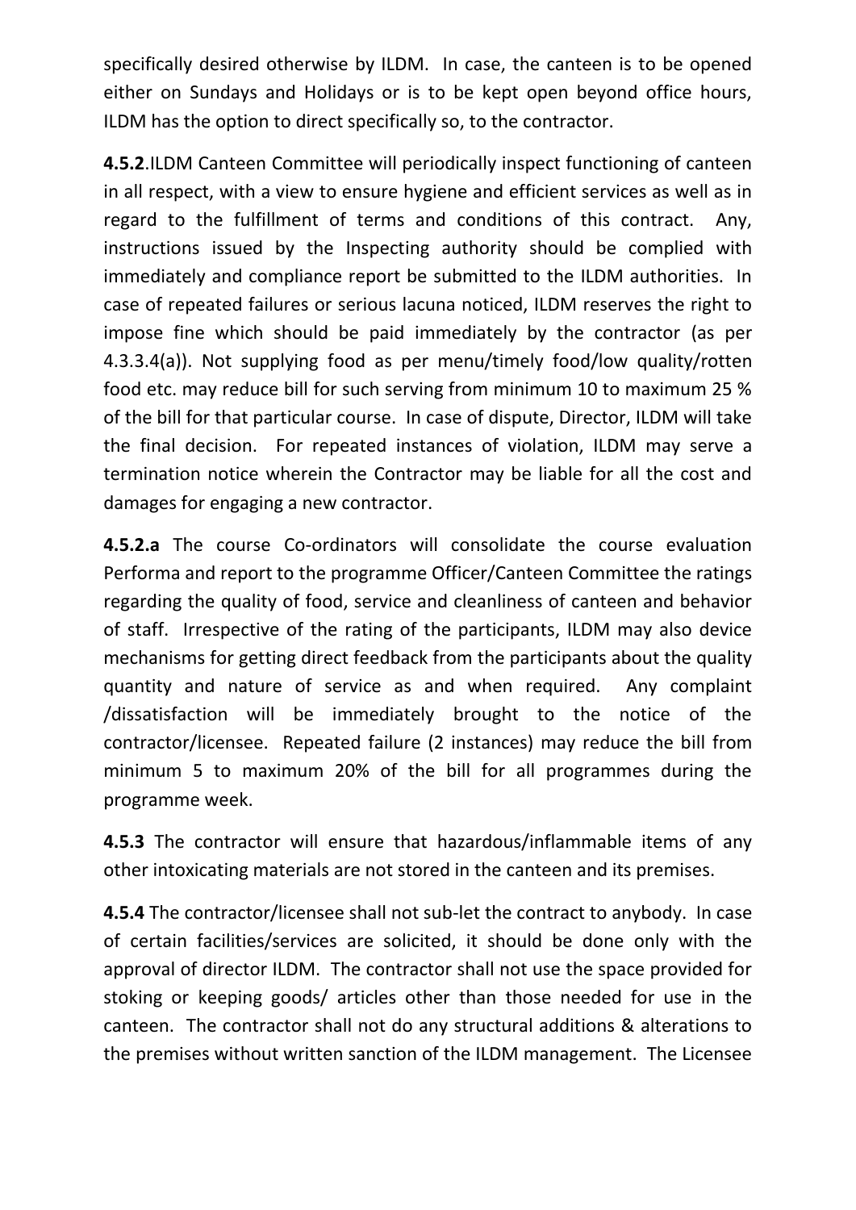specifically desired otherwise by ILDM. In case, the canteen is to be opened either on Sundays and Holidays or is to be kept open beyond office hours, ILDM has the option to direct specifically so, to the contractor.

**4.5.2**.ILDM Canteen Committee will periodically inspect functioning of canteen in all respect, with a view to ensure hygiene and efficient services as well as in regard to the fulfillment of terms and conditions of this contract. Any, instructions issued by the Inspecting authority should be complied with immediately and compliance report be submitted to the ILDM authorities. In case of repeated failures or serious lacuna noticed, ILDM reserves the right to impose fine which should be paid immediately by the contractor (as per 4.3.3.4(a)). Not supplying food as per menu/timely food/low quality/rotten food etc. may reduce bill for such serving from minimum 10 to maximum 25 % of the bill for that particular course. In case of dispute, Director, ILDM will take the final decision. For repeated instances of violation, ILDM may serve a termination notice wherein the Contractor may be liable for all the cost and damages for engaging a new contractor.

**4.5.2.a** The course Co-ordinators will consolidate the course evaluation Performa and report to the programme Officer/Canteen Committee the ratings regarding the quality of food, service and cleanliness of canteen and behavior of staff. Irrespective of the rating of the participants, ILDM may also device mechanisms for getting direct feedback from the participants about the quality quantity and nature of service as and when required. Any complaint /dissatisfaction will be immediately brought to the notice of the contractor/licensee. Repeated failure (2 instances) may reduce the bill from minimum 5 to maximum 20% of the bill for all programmes during the programme week.

**4.5.3** The contractor will ensure that hazardous/inflammable items of any other intoxicating materials are not stored in the canteen and its premises.

**4.5.4** The contractor/licensee shall not sub-let the contract to anybody. In case of certain facilities/services are solicited, it should be done only with the approval of director ILDM. The contractor shall not use the space provided for stoking or keeping goods/ articles other than those needed for use in the canteen. The contractor shall not do any structural additions & alterations to the premises without written sanction of the ILDM management. The Licensee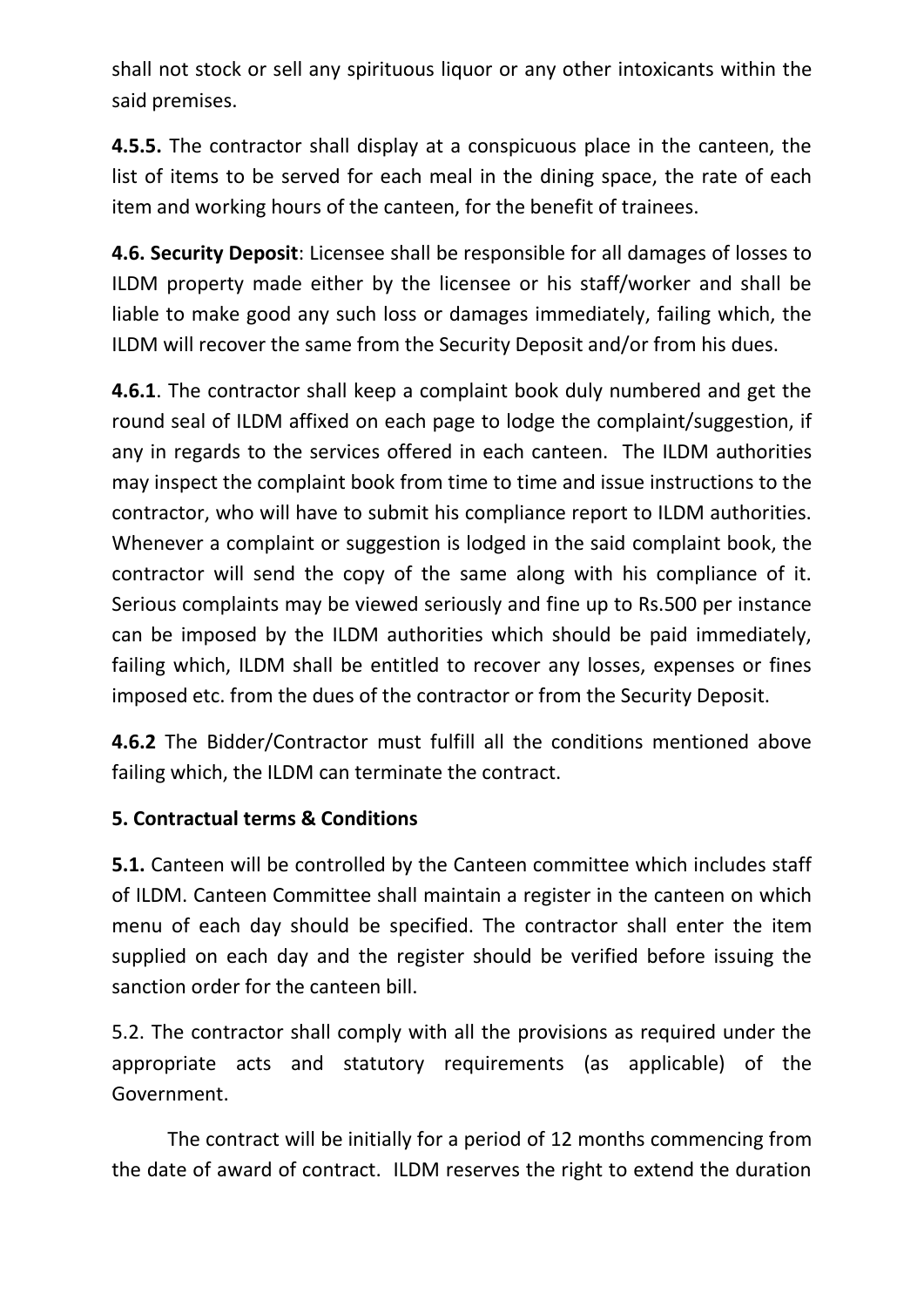shall not stock or sell any spirituous liquor or any other intoxicants within the said premises.

**4.5.5.** The contractor shall display at a conspicuous place in the canteen, the list of items to be served for each meal in the dining space, the rate of each item and working hours of the canteen, for the benefit of trainees.

**4.6. Security Deposit**: Licensee shall be responsible for all damages of losses to ILDM property made either by the licensee or his staff/worker and shall be liable to make good any such loss or damages immediately, failing which, the ILDM will recover the same from the Security Deposit and/or from his dues.

**4.6.1**. The contractor shall keep a complaint book duly numbered and get the round seal of ILDM affixed on each page to lodge the complaint/suggestion, if any in regards to the services offered in each canteen. The ILDM authorities may inspect the complaint book from time to time and issue instructions to the contractor, who will have to submit his compliance report to ILDM authorities. Whenever a complaint or suggestion is lodged in the said complaint book, the contractor will send the copy of the same along with his compliance of it. Serious complaints may be viewed seriously and fine up to Rs.500 per instance can be imposed by the ILDM authorities which should be paid immediately, failing which, ILDM shall be entitled to recover any losses, expenses or fines imposed etc. from the dues of the contractor or from the Security Deposit.

**4.6.2** The Bidder/Contractor must fulfill all the conditions mentioned above failing which, the ILDM can terminate the contract.

**5. Contractual terms & Conditions**

**5.1.** Canteen will be controlled by the Canteen committee which includes staff of ILDM. Canteen Committee shall maintain a register in the canteen on which menu of each day should be specified. The contractor shall enter the item supplied on each day and the register should be verified before issuing the sanction order for the canteen bill.

5.2. The contractor shall comply with all the provisions as required under the appropriate acts and statutory requirements (as applicable) of the Government.

The contract will be initially for a period of 12 months commencing from the date of award of contract. ILDM reserves the right to extend the duration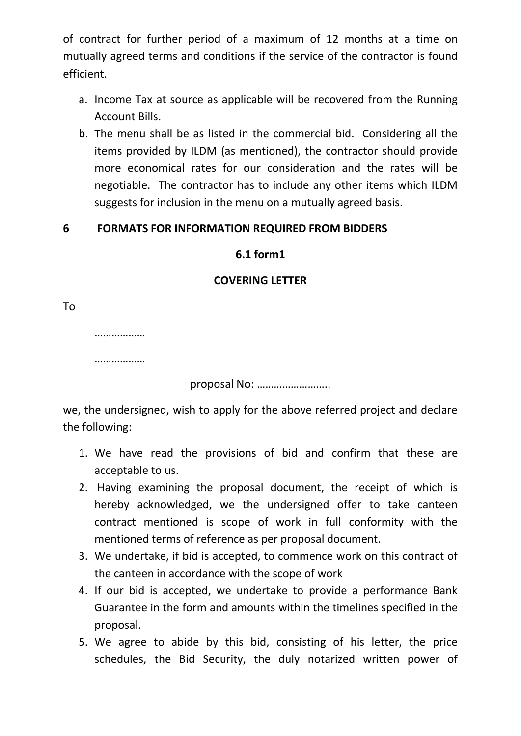of contract for further period of a maximum of 12 months at a time on mutually agreed terms and conditions if the service of the contractor is found efficient.

a. Income Tax at source as applicable will be recovered from the Running Account Bills.
b. The menu shall be as listed in the commercial bid. Considering all the items provided by ILDM (as mentioned), the contractor should provide more economical rates for our consideration and the rates will be negotiable. The contractor has to include any other items which ILDM suggests for inclusion in the menu on a mutually agreed basis.

## 6 FORMATS FOR INFORMATION REQUIRED FROM BIDDERS

### 6.1 form1

### COVERING LETTER

To

………………

………………

proposal No: ……………………..

we, the undersigned, wish to apply for the above referred project and declare the following:

1. We have read the provisions of bid and confirm that these are acceptable to us.
2. Having examining the proposal document, the receipt of which is hereby acknowledged, we the undersigned offer to take canteen contract mentioned is scope of work in full conformity with the mentioned terms of reference as per proposal document.
3. We undertake, if bid is accepted, to commence work on this contract of the canteen in accordance with the scope of work
4. If our bid is accepted, we undertake to provide a performance Bank Guarantee in the form and amounts within the timelines specified in the proposal.
5. We agree to abide by this bid, consisting of his letter, the price schedules, the Bid Security, the duly notarized written power of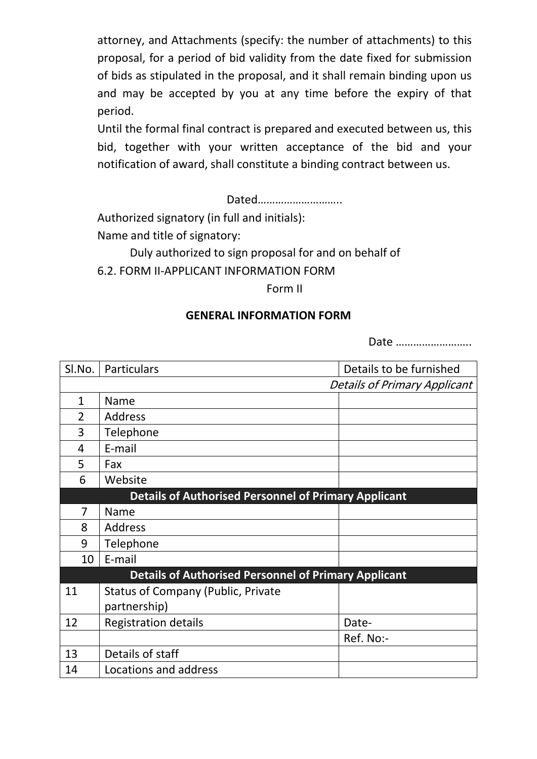attorney, and Attachments (specify: the number of attachments) to this proposal, for a period of bid validity from the date fixed for submission of bids as stipulated in the proposal, and it shall remain binding upon us and may be accepted by you at any time before the expiry of that period.

Until the formal final contract is prepared and executed between us, this bid, together with your written acceptance of the bid and your notification of award, shall constitute a binding contract between us.

Dated………………………..

Authorized signatory (in full and initials):

Name and title of signatory:

Duly authorized to sign proposal for and on behalf of

6.2. FORM II-APPLICANT INFORMATION FORM

Form II

**GENERAL INFORMATION FORM**

Date …………………….

| Sl.No. | Particulars | Details to be furnished |
|---|---|---|
| | | *Details of Primary Applicant* |
| 1 | Name | |
| 2 | Address | |
| 3 | Telephone | |
| 4 | E-mail | |
| 5 | Fax | |
| 6 | Website | |
| **Details of Authorised Personnel of Primary Applicant** | | |
| 7 | Name | |
| 8 | Address | |
| 9 | Telephone | |
| 10 | E-mail | |
| **Details of Authorised Personnel of Primary Applicant** | | |
| 11 | Status of Company (Public, Private partnership) | |
| 12 | Registration details | Date- |
| | | Ref. No:- |
| 13 | Details of staff | |
| 14 | Locations and address | |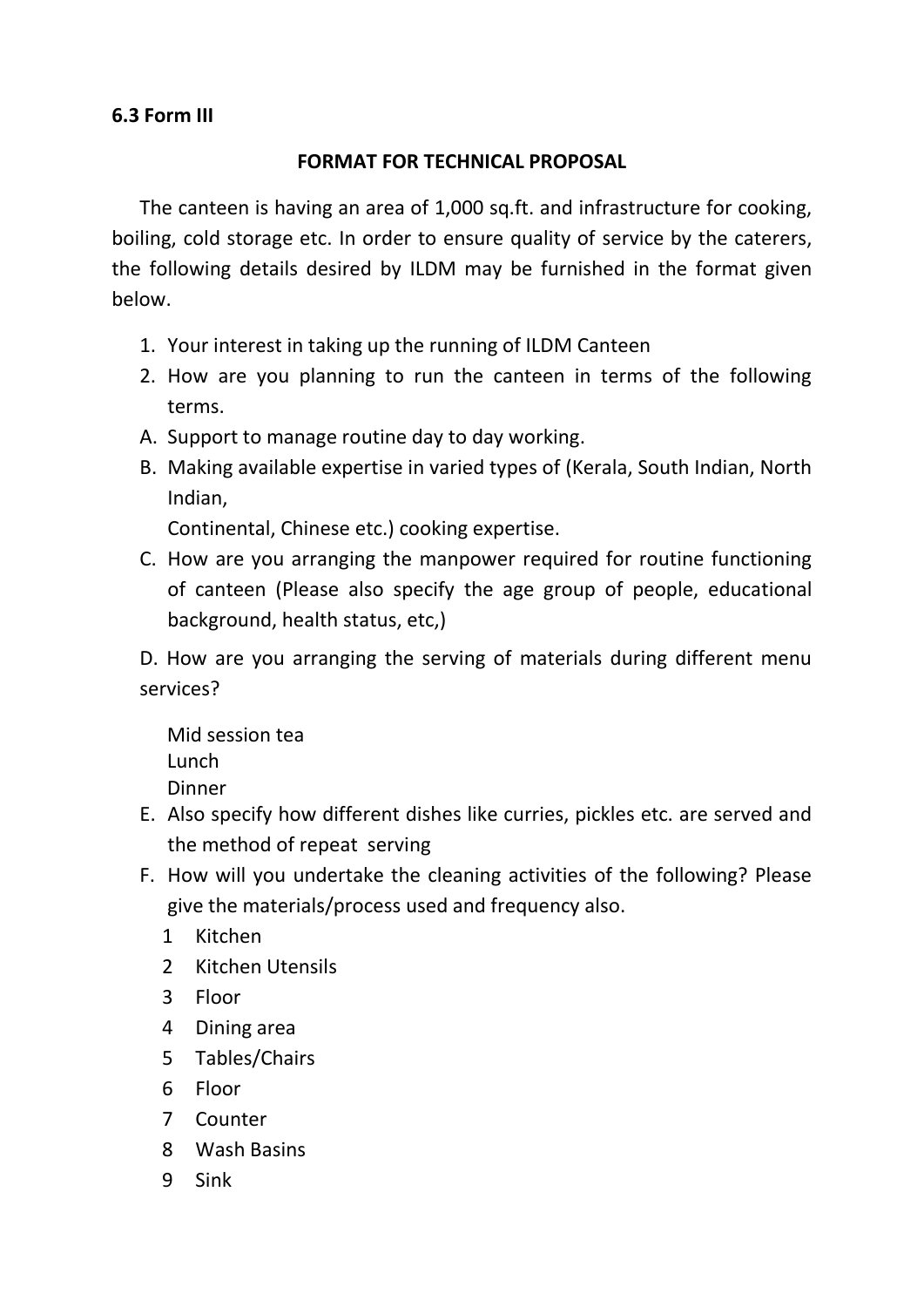**6.3 Form III**

**FORMAT FOR TECHNICAL PROPOSAL**

The canteen is having an area of 1,000 sq.ft. and infrastructure for cooking, boiling, cold storage etc. In order to ensure quality of service by the caterers, the following details desired by ILDM may be furnished in the format given below.

1. Your interest in taking up the running of ILDM Canteen
2. How are you planning to run the canteen in terms of the following terms.

A. Support to manage routine day to day working.

B. Making available expertise in varied types of (Kerala, South Indian, North Indian,
   Continental, Chinese etc.) cooking expertise.

C. How are you arranging the manpower required for routine functioning of canteen (Please also specify the age group of people, educational background, health status, etc,)

D. How are you arranging the serving of materials during different menu services?

   Mid session tea
   Lunch
   Dinner

E. Also specify how different dishes like curries, pickles etc. are served and the method of repeat serving

F. How will you undertake the cleaning activities of the following? Please give the materials/process used and frequency also.

   1 Kitchen
   2 Kitchen Utensils
   3 Floor
   4 Dining area
   5 Tables/Chairs
   6 Floor
   7 Counter
   8 Wash Basins
   9 Sink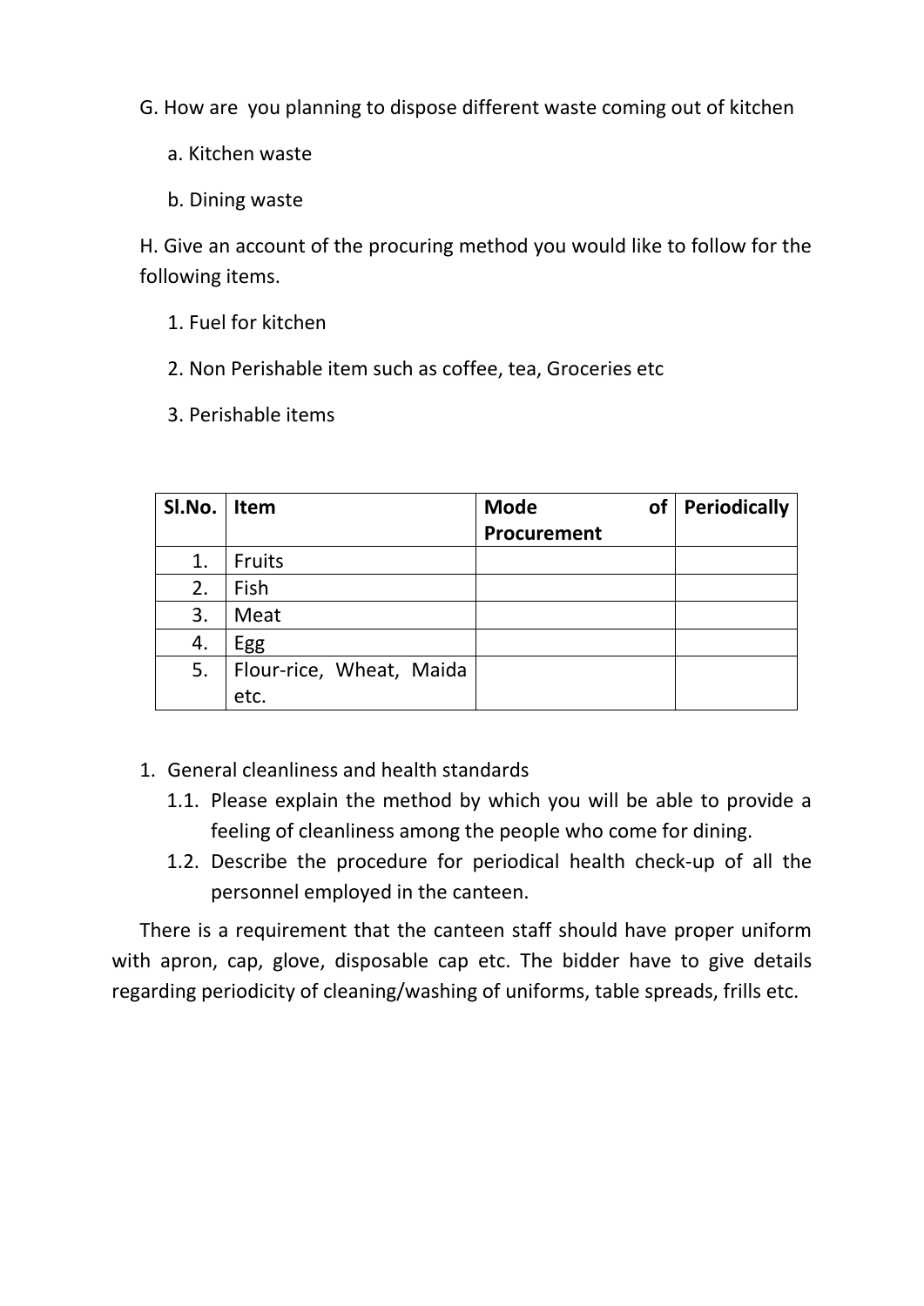G. How are  you planning to dispose different waste coming out of kitchen

a. Kitchen waste

b. Dining waste

H. Give an account of the procuring method you would like to follow for the following items.

1. Fuel for kitchen
2. Non Perishable item such as coffee, tea, Groceries etc
3. Perishable items

| Sl.No. | Item | Mode of Procurement | Periodically |
|---|---|---|---|
| 1. | Fruits | | |
| 2. | Fish | | |
| 3. | Meat | | |
| 4. | Egg | | |
| 5. | Flour-rice, Wheat, Maida etc. | | |

1. General cleanliness and health standards
   1.1. Please explain the method by which you will be able to provide a feeling of cleanliness among the people who come for dining.
   1.2. Describe the procedure for periodical health check-up of all the personnel employed in the canteen.

There is a requirement that the canteen staff should have proper uniform with apron, cap, glove, disposable cap etc. The bidder have to give details regarding periodicity of cleaning/washing of uniforms, table spreads, frills etc.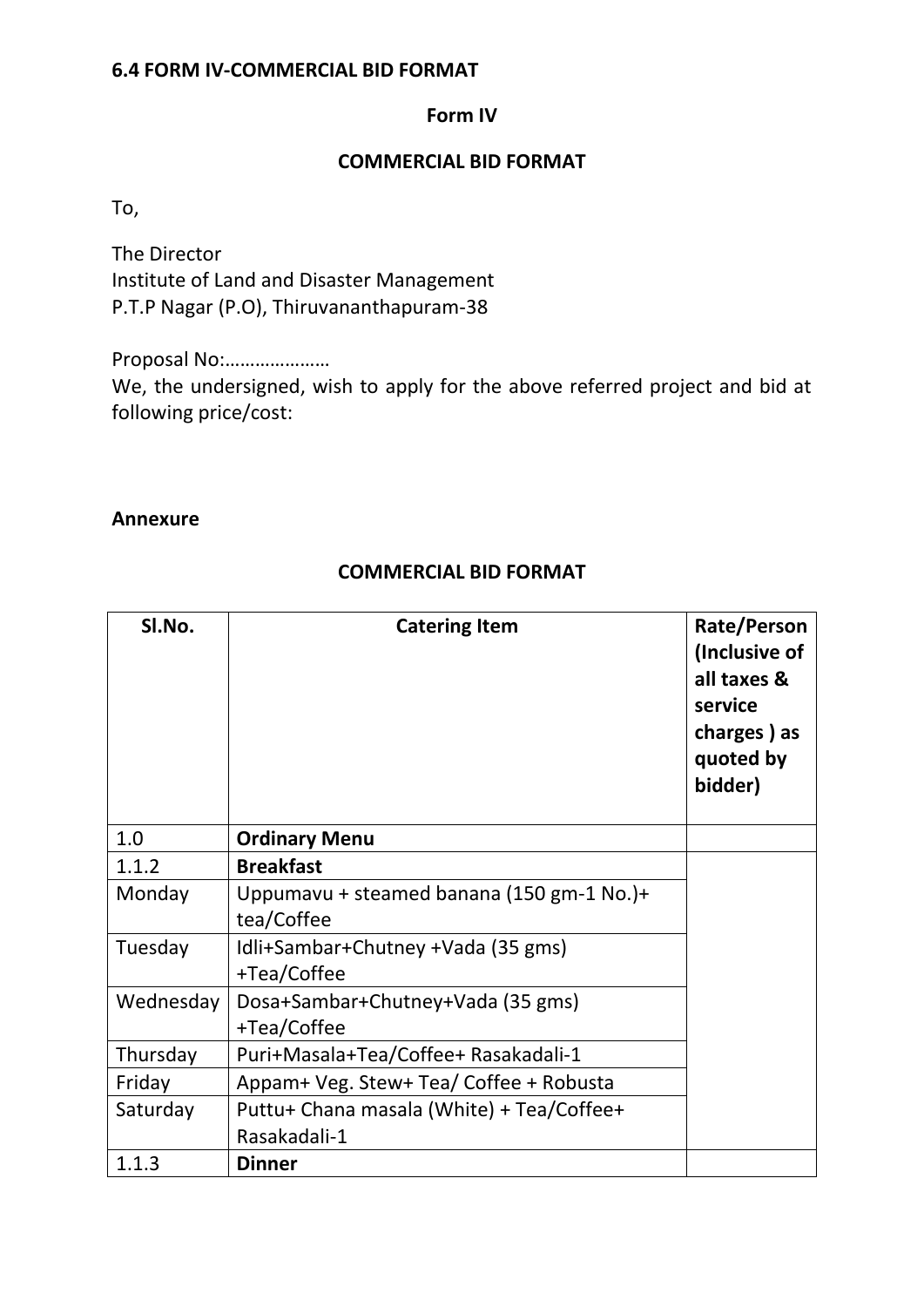### 6.4 FORM IV-COMMERCIAL BID FORMAT

**Form IV**

**COMMERCIAL BID FORMAT**

To,

The Director
Institute of Land and Disaster Management
P.T.P Nagar (P.O), Thiruvananthapuram-38

Proposal No:…………………
We, the undersigned, wish to apply for the above referred project and bid at following price/cost:

**Annexure**

**COMMERCIAL BID FORMAT**

| Sl.No. | Catering Item | Rate/Person (Inclusive of all taxes & service charges ) as quoted by bidder) |
|---|---|---|
| 1.0 | **Ordinary Menu** | |
| 1.1.2 | **Breakfast** | |
| Monday | Uppumavu + steamed banana (150 gm-1 No.)+ tea/Coffee | |
| Tuesday | Idli+Sambar+Chutney +Vada (35 gms) +Tea/Coffee | |
| Wednesday | Dosa+Sambar+Chutney+Vada (35 gms) +Tea/Coffee | |
| Thursday | Puri+Masala+Tea/Coffee+ Rasakadali-1 | |
| Friday | Appam+ Veg. Stew+ Tea/ Coffee + Robusta | |
| Saturday | Puttu+ Chana masala (White) + Tea/Coffee+ Rasakadali-1 | |
| 1.1.3 | **Dinner** | |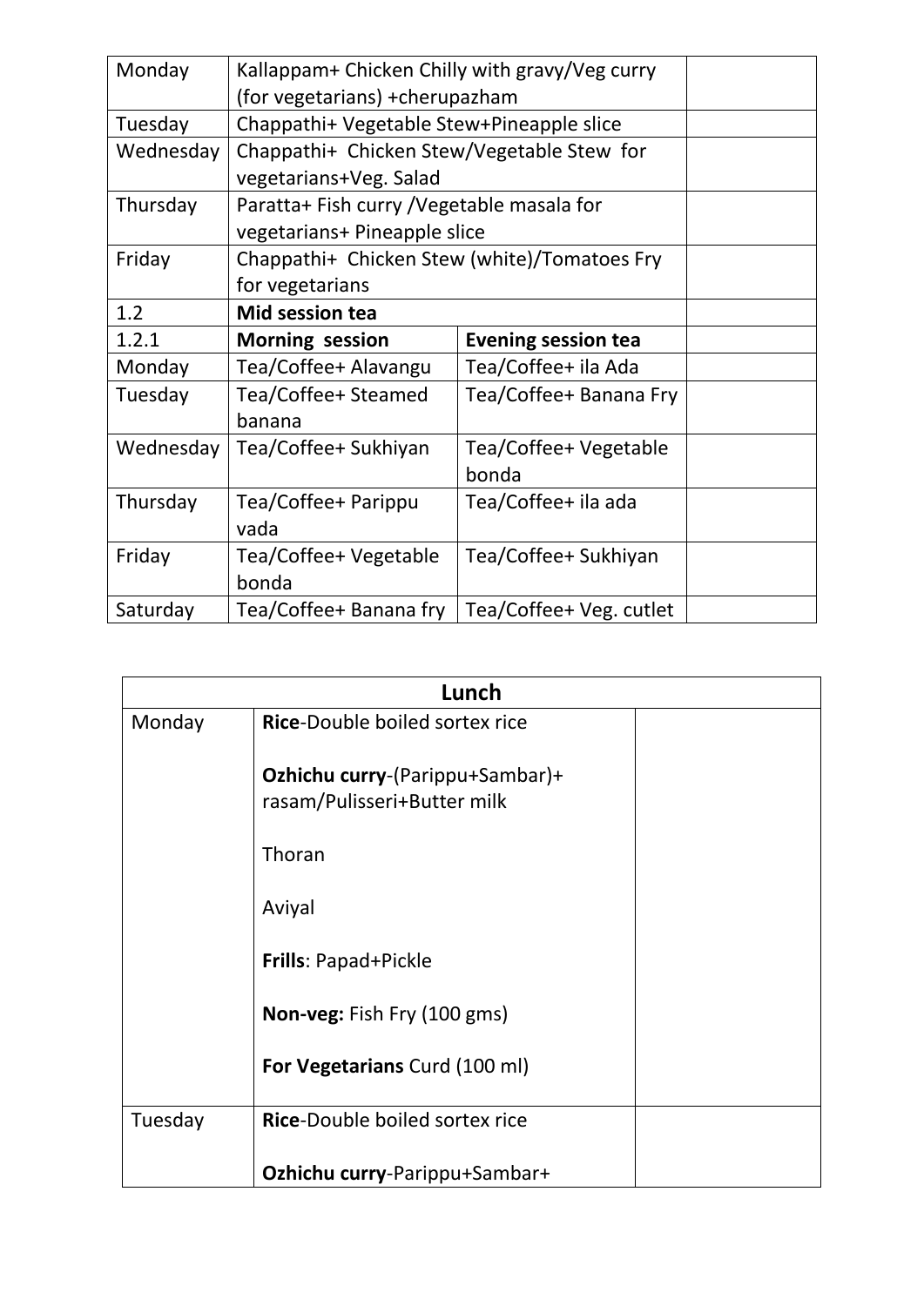| Monday | Kallappam+ Chicken Chilly with gravy/Veg curry (for vegetarians) +cherupazham | | |
|---|---|---|---|
| Tuesday | Chappathi+ Vegetable Stew+Pineapple slice | | |
| Wednesday | Chappathi+ Chicken Stew/Vegetable Stew for vegetarians+Veg. Salad | | |
| Thursday | Paratta+ Fish curry /Vegetable masala for vegetarians+ Pineapple slice | | |
| Friday | Chappathi+ Chicken Stew (white)/Tomatoes Fry for vegetarians | | |
| 1.2 | **Mid session tea** | | |
| 1.2.1 | **Morning session** | **Evening session tea** | |
| Monday | Tea/Coffee+ Alavangu | Tea/Coffee+ ila Ada | |
| Tuesday | Tea/Coffee+ Steamed banana | Tea/Coffee+ Banana Fry | |
| Wednesday | Tea/Coffee+ Sukhiyan | Tea/Coffee+ Vegetable bonda | |
| Thursday | Tea/Coffee+ Parippu vada | Tea/Coffee+ ila ada | |
| Friday | Tea/Coffee+ Vegetable bonda | Tea/Coffee+ Sukhiyan | |
| Saturday | Tea/Coffee+ Banana fry | Tea/Coffee+ Veg. cutlet | |

| Lunch | | |
|---|---|---|
| Monday | **Rice**-Double boiled sortex rice<br><br>**Ozhichu curry**-(Parippu+Sambar)+ rasam/Pulisseri+Butter milk<br><br>Thoran<br><br>Aviyal<br><br>**Frills**: Papad+Pickle<br><br>**Non-veg:** Fish Fry (100 gms)<br><br>**For Vegetarians** Curd (100 ml) | |
| Tuesday | **Rice**-Double boiled sortex rice<br><br>**Ozhichu curry**-Parippu+Sambar+ | |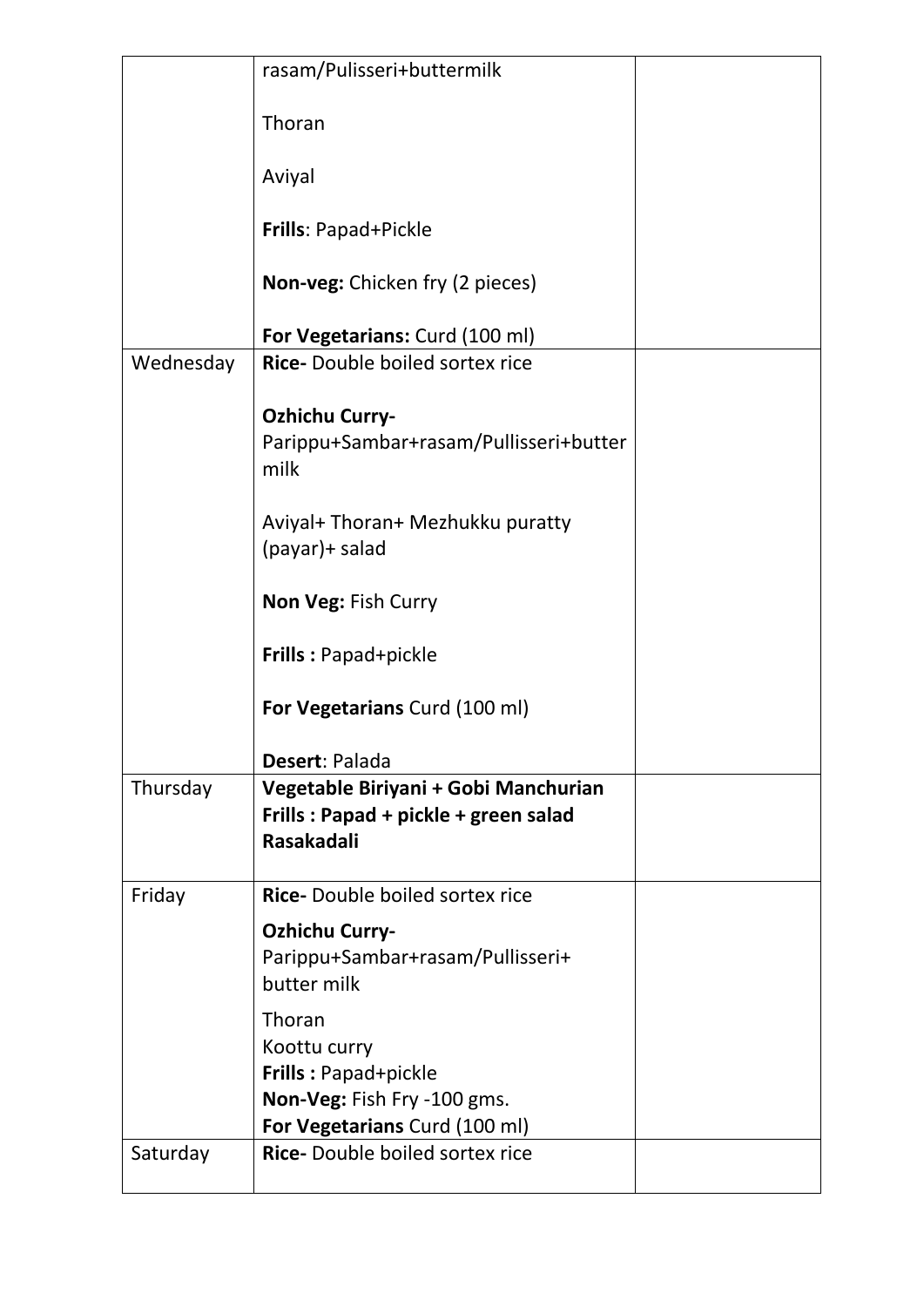| | | |
|---|---|---|
| | rasam/Pulisseri+buttermilk<br><br>Thoran<br><br>Aviyal<br><br>**Frills**: Papad+Pickle<br><br>**Non-veg:** Chicken fry (2 pieces)<br><br>**For Vegetarians:** Curd (100 ml) | |
| Wednesday | **Rice-** Double boiled sortex rice<br><br>**Ozhichu Curry-** Parippu+Sambar+rasam/Pullisseri+butter milk<br><br>Aviyal+ Thoran+ Mezhukku puratty (payar)+ salad<br><br>**Non Veg:** Fish Curry<br><br>**Frills :** Papad+pickle<br><br>**For Vegetarians** Curd (100 ml)<br><br>**Desert**: Palada | |
| Thursday | **Vegetable Biriyani + Gobi Manchurian**<br>**Frills : Papad + pickle + green salad**<br>**Rasakadali** | |
| Friday | **Rice-** Double boiled sortex rice<br><br>**Ozhichu Curry-** Parippu+Sambar+rasam/Pullisseri+ butter milk<br><br>Thoran<br>Koottu curry<br>**Frills :** Papad+pickle<br>**Non-Veg:** Fish Fry -100 gms.<br>**For Vegetarians** Curd (100 ml) | |
| Saturday | **Rice-** Double boiled sortex rice | |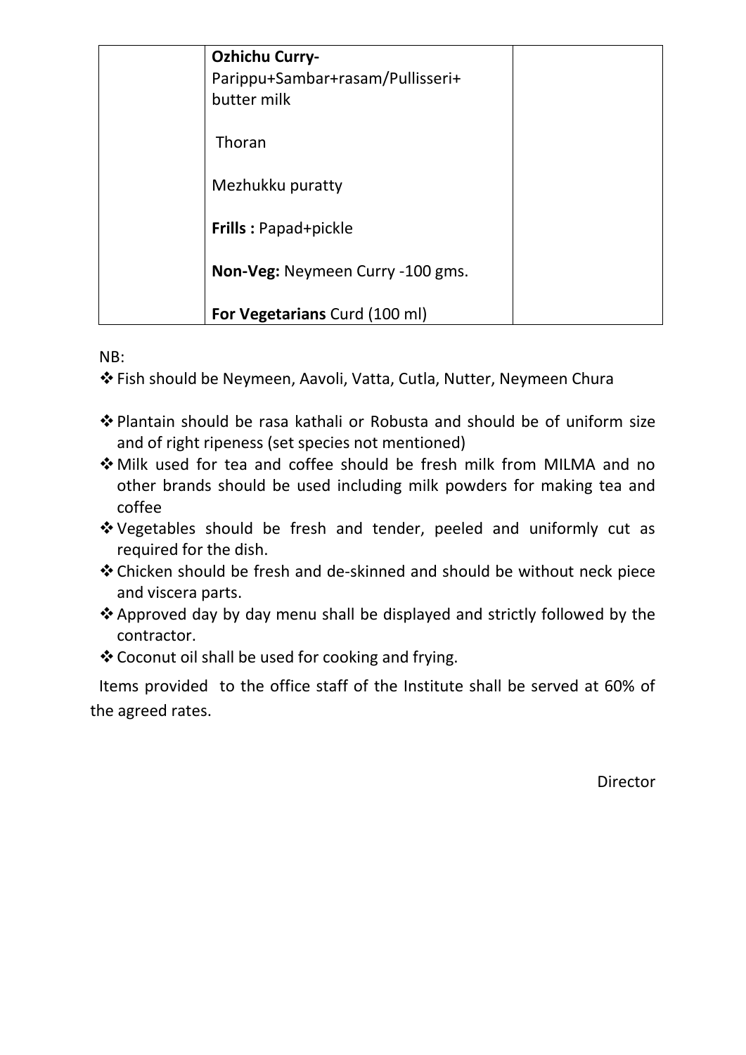| | | |
|---|---|---|
| | **Ozhichu Curry-** Parippu+Sambar+rasam/Pullisseri+ butter milk<br><br>Thoran<br><br>Mezhukku puratty<br><br>**Frills :** Papad+pickle<br><br>**Non-Veg:** Neymeen Curry -100 gms.<br><br>**For Vegetarians** Curd (100 ml) | |

NB:

- Fish should be Neymeen, Aavoli, Vatta, Cutla, Nutter, Neymeen Chura
- Plantain should be rasa kathali or Robusta and should be of uniform size and of right ripeness (set species not mentioned)
- Milk used for tea and coffee should be fresh milk from MILMA and no other brands should be used including milk powders for making tea and coffee
- Vegetables should be fresh and tender, peeled and uniformly cut as required for the dish.
- Chicken should be fresh and de-skinned and should be without neck piece and viscera parts.
- Approved day by day menu shall be displayed and strictly followed by the contractor.
- Coconut oil shall be used for cooking and frying.

Items provided to the office staff of the Institute shall be served at 60% of the agreed rates.

Director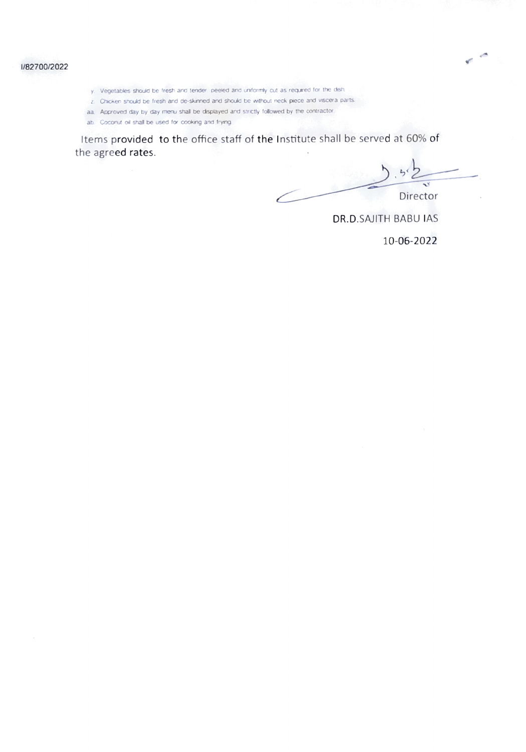I/82700/2022

y. Vegetables should be fresh and tender peeled and uniformly cut as required for the dish.

z. Chicken should be fresh and de-skinned and should be without neck piece and viscera parts.

aa. Approved day by day menu shall be displayed and strictly followed by the contractor.

ab. Coconut oil shall be used for cooking and frying.

Items provided to the office staff of the Institute shall be served at 60% of the agreed rates.

Director

DR.D.SAJITH BABU IAS

10-06-2022